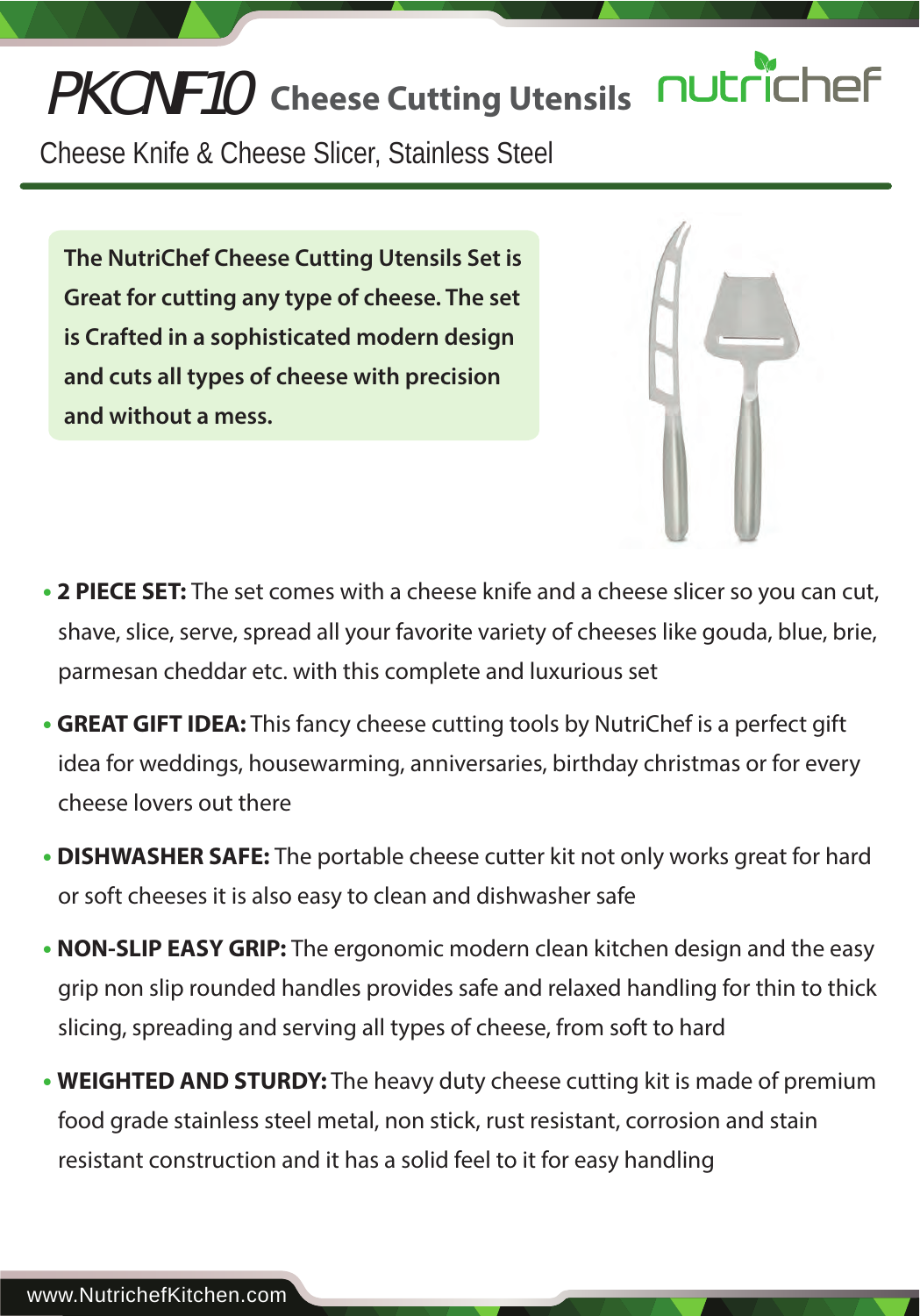# PKCNF10 Cheese Cutting Utensils

nutrichef

Cheese Knife & Cheese Slicer, Stainless Steel

**The NutriChef Cheese Cutting Utensils Set is Great for cutting any type of cheese. The set is Crafted in a sophisticated modern design and cuts all types of cheese with precision and without a mess.**

- **2 PIECE SET:** The set comes with a cheese knife and a cheese slicer so you can cut, shave, slice, serve, spread all your favorite variety of cheeses like gouda, blue, brie, parmesan cheddar etc. with this complete and luxurious set
- **GREAT GIFT IDEA:** This fancy cheese cutting tools by NutriChef is a perfect gift idea for weddings, housewarming, anniversaries, birthday christmas or for every cheese lovers out there
- **DISHWASHER SAFE:** The portable cheese cutter kit not only works great for hard or soft cheeses it is also easy to clean and dishwasher safe
- **NON-SLIP EASY GRIP:** The ergonomic modern clean kitchen design and the easy grip non slip rounded handles provides safe and relaxed handling for thin to thick slicing, spreading and serving all types of cheese, from soft to hard
- **WEIGHTED AND STURDY:** The heavy duty cheese cutting kit is made of premium food grade stainless steel metal, non stick, rust resistant, corrosion and stain resistant construction and it has a solid feel to it for easy handling

www.NutrichefKitchen.com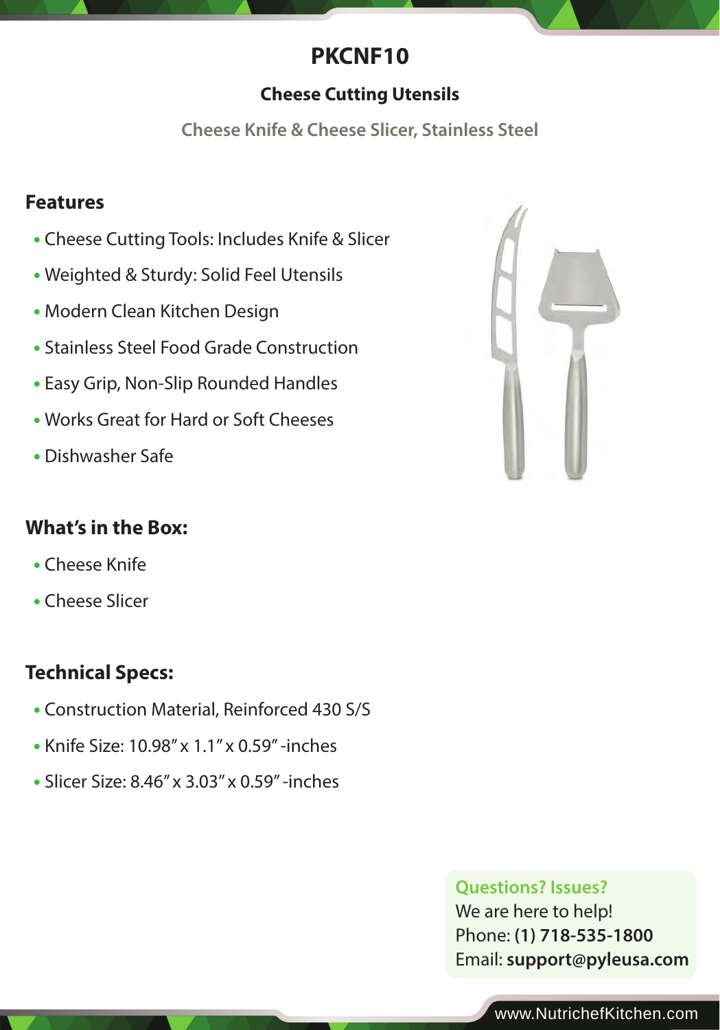# PKCNF10

### Cheese Cutting Utensils

**Cheese Knife & Cheese Slicer, Stainless Steel**

## Features

- Cheese Cutting Tools: Includes Knife & Slicer
- Weighted & Sturdy: Solid Feel Utensils
- Modern Clean Kitchen Design
- Stainless Steel Food Grade Construction
- Easy Grip, Non-Slip Rounded Handles
- Works Great for Hard or Soft Cheeses
- Dishwasher Safe

## What's in the Box:

- Cheese Knife
- Cheese Slicer

## Technical Specs:

- Construction Material, Reinforced 430 S/S
- Knife Size: 10.98" x 1.1" x 0.59" -inches
- Slicer Size: 8.46" x 3.03" x 0.59" -inches

**Questions? Issues?**
We are here to help!
Phone: **(1) 718-535-1800**
Email: **support@pyleusa.com**

www.NutrichefKitchen.com